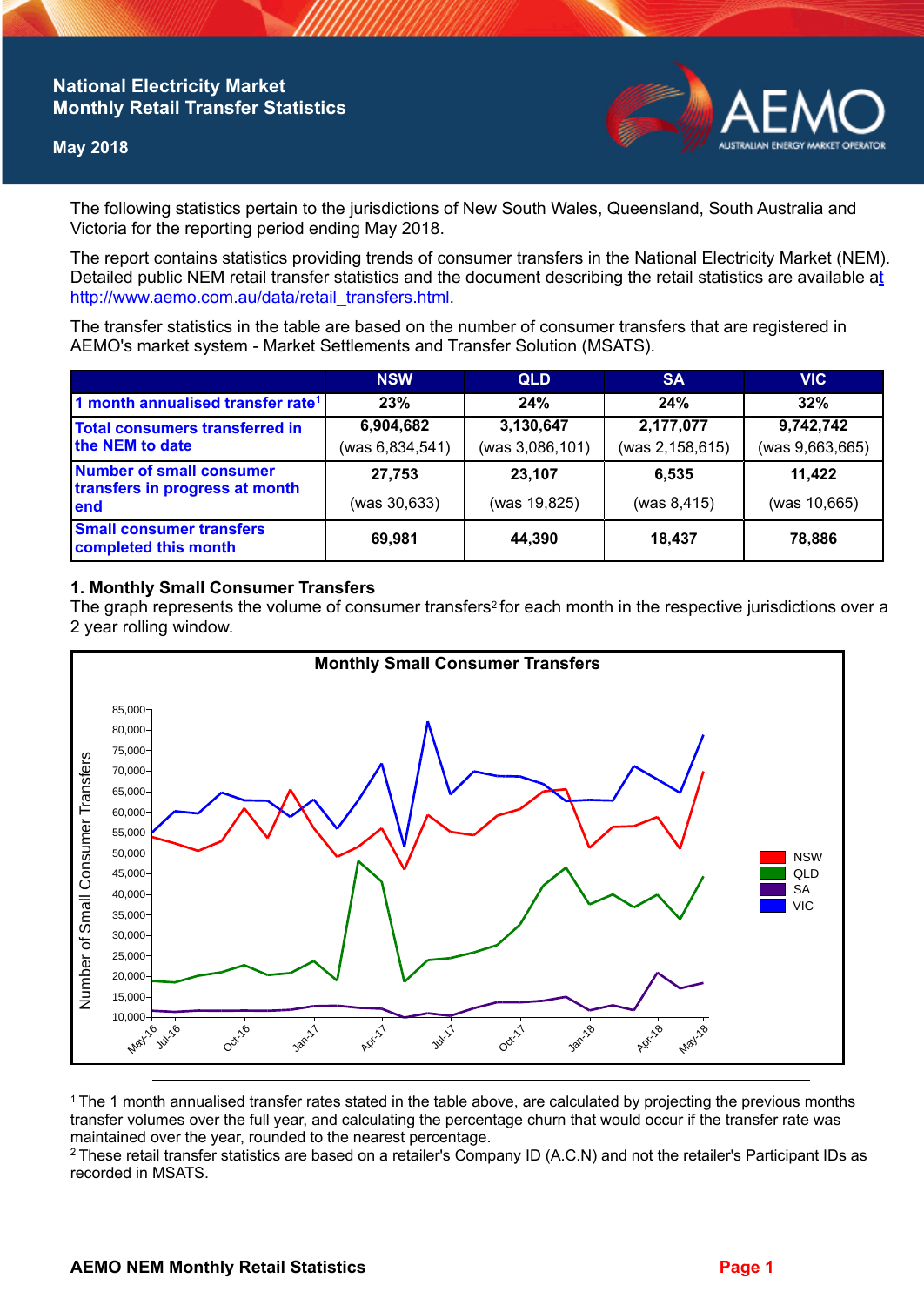# National Electricity Market
## Monthly Retail Transfer Statistics

**May 2018**

The following statistics pertain to the jurisdictions of New South Wales, Queensland, South Australia and Victoria for the reporting period ending May 2018.

The report contains statistics providing trends of consumer transfers in the National Electricity Market (NEM). Detailed public NEM retail transfer statistics and the document describing the retail statistics are available at http://www.aemo.com.au/data/retail_transfers.html.

The transfer statistics in the table are based on the number of consumer transfers that are registered in AEMO's market system - Market Settlements and Transfer Solution (MSATS).

| | NSW | QLD | SA | VIC |
|---|---|---|---|---|
| 1 month annualised transfer rate[1] | 23% | 24% | 24% | 32% |
| Total consumers transferred in the NEM to date | 6,904,682 (was 6,834,541) | 3,130,647 (was 3,086,101) | 2,177,077 (was 2,158,615) | 9,742,742 (was 9,663,665) |
| Number of small consumer transfers in progress at month end | 27,753 (was 30,633) | 23,107 (was 19,825) | 6,535 (was 8,415) | 11,422 (was 10,665) |
| Small consumer transfers completed this month | 69,981 | 44,390 | 18,437 | 78,886 |

### 1. Monthly Small Consumer Transfers

The graph represents the volume of consumer transfers[2] for each month in the respective jurisdictions over a 2 year rolling window.

[1] The 1 month annualised transfer rates stated in the table above, are calculated by projecting the previous months transfer volumes over the full year, and calculating the percentage churn that would occur if the transfer rate was maintained over the year, rounded to the nearest percentage.

[2] These retail transfer statistics are based on a retailer's Company ID (A.C.N) and not the retailer's Participant IDs as recorded in MSATS.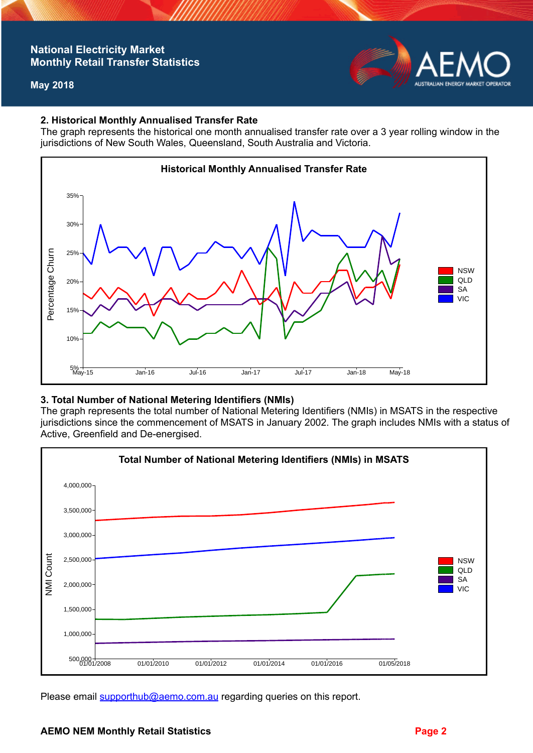National Electricity Market
Monthly Retail Transfer Statistics

May 2018

## 2. Historical Monthly Annualised Transfer Rate

The graph represents the historical one month annualised transfer rate over a 3 year rolling window in the jurisdictions of New South Wales, Queensland, South Australia and Victoria.

Historical Monthly Annualised Transfer Rate

Percentage Churn

35%
30%
25%
20%
15%
10%
5%

May-15
Jan-16
Jul-16
Jan-17
Jul-17
Jan-18
May-18

NSW
QLD
SA
VIC

## 3. Total Number of National Metering Identifiers (NMIs)

The graph represents the total number of National Metering Identifiers (NMIs) in MSATS in the respective jurisdictions since the commencement of MSATS in January 2002. The graph includes NMIs with a status of Active, Greenfield and De-energised.

Total Number of National Metering Identifiers (NMIs) in MSATS

NMI Count

4,000,000
3,500,000
3,000,000
2,500,000
2,000,000
1,500,000
1,000,000
500,000

01/01/2008
01/01/2010
01/01/2012
01/01/2014
01/01/2016
01/05/2018

NSW
QLD
SA
VIC

Please email supporthub@aemo.com.au regarding queries on this report.